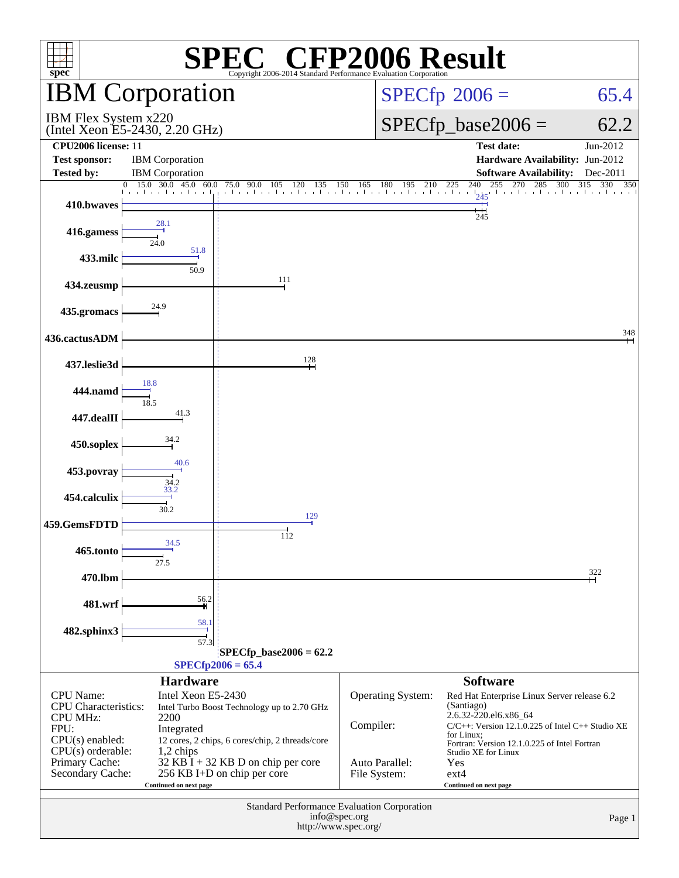# SPEC® CFP2006 Result

Copyright 2006-2014 Standard Performance Evaluation Corporation

## IBM Corporation

IBM Flex System x220
(Intel Xeon E5-2430, 2.20 GHz)

**SPECfp 2006 = 65.4**

**SPECfp_base2006 = 62.2**

| | | | |
|---|---|---|---|
| **CPU2006 license:** | 11 | **Test date:** | Jun-2012 |
| **Test sponsor:** | IBM Corporation | **Hardware Availability:** | Jun-2012 |
| **Tested by:** | IBM Corporation | **Software Availability:** | Dec-2011 |

| Benchmark | Peak | Base |
|---|---|---|
| 410.bwaves | 245 | 245 |
| 416.gamess | 28.1 | 24.0 |
| 433.milc | 51.8 | 50.9 |
| 434.zeusmp | | 111 |
| 435.gromacs | | 24.9 |
| 436.cactusADM | | 348 |
| 437.leslie3d | | 128 |
| 444.namd | 18.8 | 18.5 |
| 447.dealII | | 41.3 |
| 450.soplex | | 34.2 |
| 453.povray | 40.6 | 34.2 |
| 454.calculix | 33.2 | 30.2 |
| 459.GemsFDTD | 129 | 112 |
| 465.tonto | 34.5 | 27.5 |
| 470.lbm | | 322 |
| 481.wrf | | 56.2 |
| 482.sphinx3 | 58.1 | 57.3 |

SPECfp_base2006 = 62.2

SPECfp2006 = 65.4

### Hardware

| | |
|---|---|
| CPU Name: | Intel Xeon E5-2430 |
| CPU Characteristics: | Intel Turbo Boost Technology up to 2.70 GHz |
| CPU MHz: | 2200 |
| FPU: | Integrated |
| CPU(s) enabled: | 12 cores, 2 chips, 6 cores/chip, 2 threads/core |
| CPU(s) orderable: | 1,2 chips |
| Primary Cache: | 32 KB I + 32 KB D on chip per core |
| Secondary Cache: | 256 KB I+D on chip per core |

Continued on next page

### Software

| | |
|---|---|
| Operating System: | Red Hat Enterprise Linux Server release 6.2 (Santiago) 2.6.32-220.el6.x86_64 |
| Compiler: | C/C++: Version 12.1.0.225 of Intel C++ Studio XE for Linux; Fortran: Version 12.1.0.225 of Intel Fortran Studio XE for Linux |
| Auto Parallel: | Yes |
| File System: | ext4 |

Continued on next page

Standard Performance Evaluation Corporation
info@spec.org
http://www.spec.org/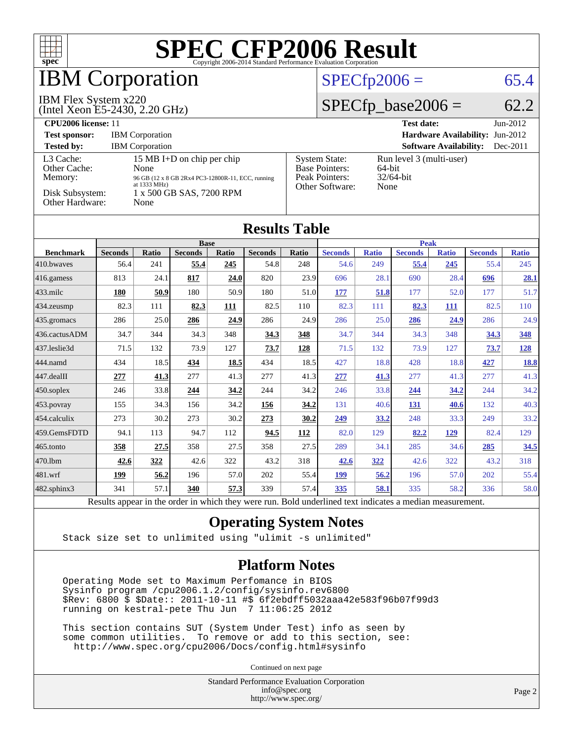# SPEC CFP2006 Result

Copyright 2006-2014 Standard Performance Evaluation Corporation

# IBM Corporation

IBM Flex System x220
(Intel Xeon E5-2430, 2.20 GHz)

SPECfp2006 = 65.4

SPECfp_base2006 = 62.2

| | | | |
|---|---|---|---|
| **CPU2006 license:** 11 | | **Test date:** | Jun-2012 |
| **Test sponsor:** | IBM Corporation | **Hardware Availability:** | Jun-2012 |
| **Tested by:** | IBM Corporation | **Software Availability:** | Dec-2011 |

| | | | |
|---|---|---|---|
| L3 Cache: | 15 MB I+D on chip per chip | System State: | Run level 3 (multi-user) |
| Other Cache: | None | Base Pointers: | 64-bit |
| Memory: | 96 GB (12 x 8 GB 2Rx4 PC3-12800R-11, ECC, running at 1333 MHz) | Peak Pointers: | 32/64-bit |
| Disk Subsystem: | 1 x 500 GB SAS, 7200 RPM | Other Software: | None |
| Other Hardware: | None | | |

## Results Table

| Benchmark | Base | | | | | | Peak | | | | | |
|---|---|---|---|---|---|---|---|---|---|---|---|---|
| | Seconds | Ratio | Seconds | Ratio | Seconds | Ratio | Seconds | Ratio | Seconds | Ratio | Seconds | Ratio |
| 410.bwaves | 56.4 | 241 | **55.4** | **245** | 54.8 | 248 | 54.6 | 249 | **55.4** | **245** | 55.4 | 245 |
| 416.gamess | 813 | 24.1 | **817** | **24.0** | 820 | 23.9 | 696 | 28.1 | 690 | 28.4 | **696** | **28.1** |
| 433.milc | **180** | **50.9** | 180 | 50.9 | 180 | 51.0 | **177** | **51.8** | 177 | 52.0 | 177 | 51.7 |
| 434.zeusmp | 82.3 | 111 | **82.3** | **111** | 82.5 | 110 | 82.3 | 111 | **82.3** | **111** | 82.5 | 110 |
| 435.gromacs | 286 | 25.0 | **286** | **24.9** | 286 | 24.9 | 286 | 25.0 | **286** | **24.9** | 286 | 24.9 |
| 436.cactusADM | 34.7 | 344 | 34.3 | 348 | **34.3** | **348** | 34.7 | 344 | 34.3 | 348 | **34.3** | **348** |
| 437.leslie3d | 71.5 | 132 | 73.9 | 127 | **73.7** | **128** | 71.5 | 132 | 73.9 | 127 | **73.7** | **128** |
| 444.namd | 434 | 18.5 | **434** | **18.5** | 434 | 18.5 | 427 | 18.8 | 428 | 18.8 | **427** | **18.8** |
| 447.dealII | **277** | **41.3** | 277 | 41.3 | 277 | 41.3 | **277** | **41.3** | 277 | 41.3 | 277 | 41.3 |
| 450.soplex | 246 | 33.8 | **244** | **34.2** | 244 | 34.2 | 246 | 33.8 | **244** | **34.2** | 244 | 34.2 |
| 453.povray | 155 | 34.3 | 156 | 34.2 | **156** | **34.2** | 131 | 40.6 | **131** | **40.6** | 132 | 40.3 |
| 454.calculix | 273 | 30.2 | 273 | 30.2 | **273** | **30.2** | **249** | **33.2** | 248 | 33.3 | 249 | 33.2 |
| 459.GemsFDTD | 94.1 | 113 | 94.7 | 112 | **94.5** | **112** | 82.0 | 129 | **82.2** | **129** | 82.4 | 129 |
| 465.tonto | **358** | **27.5** | 358 | 27.5 | 358 | 27.5 | 289 | 34.1 | 285 | 34.6 | **285** | **34.5** |
| 470.lbm | **42.6** | **322** | 42.6 | 322 | 43.2 | 318 | **42.6** | **322** | 42.6 | 322 | 43.2 | 318 |
| 481.wrf | **199** | **56.2** | 196 | 57.0 | 202 | 55.4 | **199** | **56.2** | 196 | 57.0 | 202 | 55.4 |
| 482.sphinx3 | 341 | 57.1 | **340** | **57.3** | 339 | 57.4 | **335** | **58.1** | 335 | 58.2 | 336 | 58.0 |

Results appear in the order in which they were run. Bold underlined text indicates a median measurement.

## Operating System Notes

```
Stack size set to unlimited using "ulimit -s unlimited"
```

## Platform Notes

```
Operating Mode set to Maximum Perfomance in BIOS
Sysinfo program /cpu2006.1.2/config/sysinfo.rev6800
$Rev: 6800 $ $Date:: 2011-10-11 #$ 6f2ebdff5032aaa42e583f96b07f99d3
running on kestral-pete Thu Jun  7 11:06:25 2012

This section contains SUT (System Under Test) info as seen by
some common utilities.  To remove or add to this section, see:
  http://www.spec.org/cpu2006/Docs/config.html#sysinfo
```

Continued on next page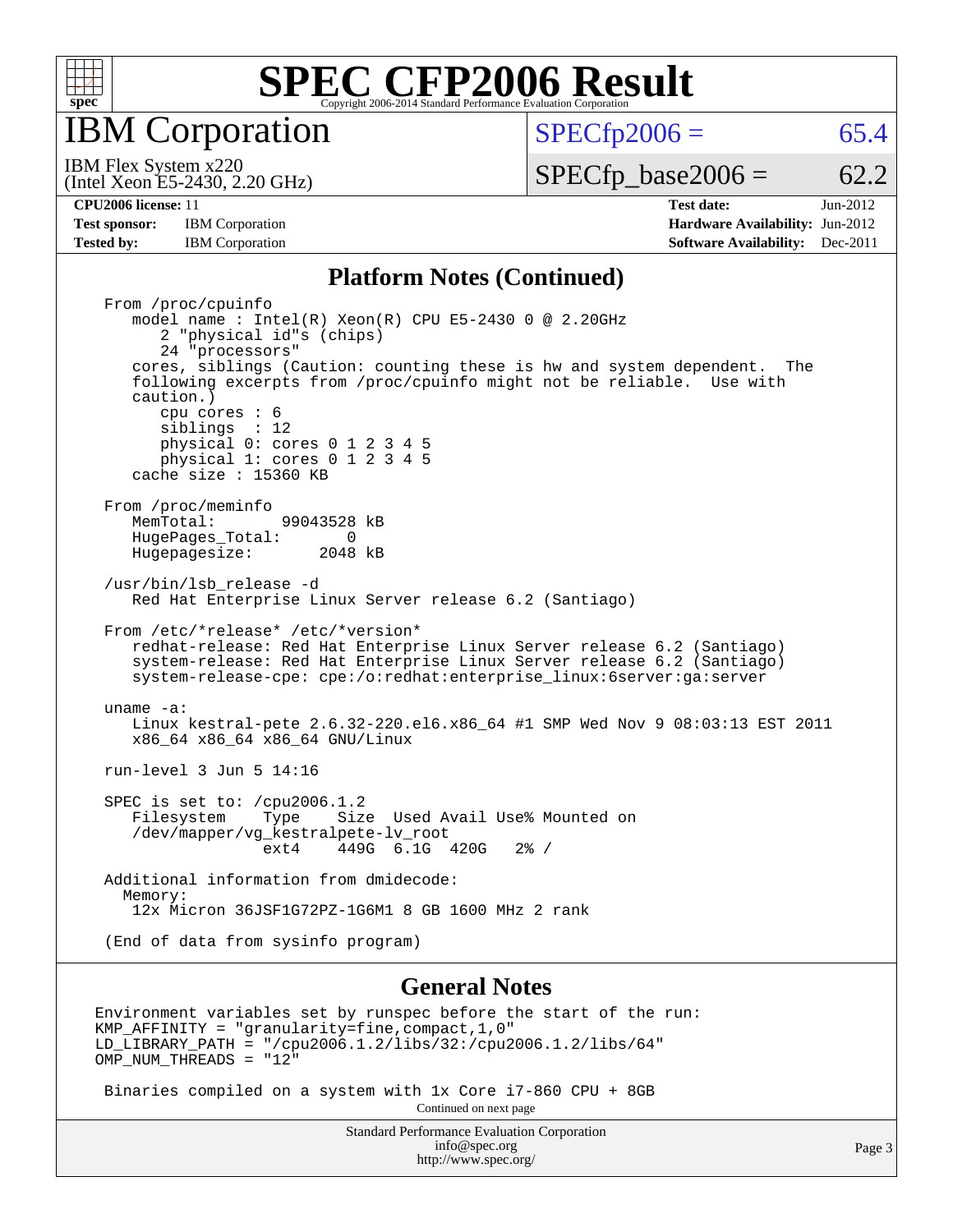# SPEC CFP2006 Result

## IBM Corporation

IBM Flex System x220
(Intel Xeon E5-2430, 2.20 GHz)

SPECfp2006 = 65.4

SPECfp_base2006 = 62.2

| | | | |
|---|---|---|---|
| **CPU2006 license:** 11 | | **Test date:** | Jun-2012 |
| **Test sponsor:** | IBM Corporation | **Hardware Availability:** | Jun-2012 |
| **Tested by:** | IBM Corporation | **Software Availability:** | Dec-2011 |

### Platform Notes (Continued)

```
From /proc/cpuinfo
   model name : Intel(R) Xeon(R) CPU E5-2430 0 @ 2.20GHz
      2 "physical id"s (chips)
      24 "processors"
   cores, siblings (Caution: counting these is hw and system dependent.  The
   following excerpts from /proc/cpuinfo might not be reliable.  Use with
   caution.)
      cpu cores : 6
      siblings  : 12
      physical 0: cores 0 1 2 3 4 5
      physical 1: cores 0 1 2 3 4 5
   cache size : 15360 KB

From /proc/meminfo
   MemTotal:       99043528 kB
   HugePages_Total:       0
   Hugepagesize:       2048 kB

/usr/bin/lsb_release -d
   Red Hat Enterprise Linux Server release 6.2 (Santiago)

From /etc/*release* /etc/*version*
   redhat-release: Red Hat Enterprise Linux Server release 6.2 (Santiago)
   system-release: Red Hat Enterprise Linux Server release 6.2 (Santiago)
   system-release-cpe: cpe:/o:redhat:enterprise_linux:6server:ga:server

uname -a:
   Linux kestral-pete 2.6.32-220.el6.x86_64 #1 SMP Wed Nov 9 08:03:13 EST 2011
   x86_64 x86_64 x86_64 GNU/Linux

run-level 3 Jun 5 14:16

SPEC is set to: /cpu2006.1.2
   Filesystem    Type    Size  Used Avail Use% Mounted on
   /dev/mapper/vg_kestralpete-lv_root
                 ext4    449G  6.1G  420G   2% /

Additional information from dmidecode:
  Memory:
   12x Micron 36JSF1G72PZ-1G6M1 8 GB 1600 MHz 2 rank

(End of data from sysinfo program)
```

### General Notes

```
Environment variables set by runspec before the start of the run:
KMP_AFFINITY = "granularity=fine,compact,1,0"
LD_LIBRARY_PATH = "/cpu2006.1.2/libs/32:/cpu2006.1.2/libs/64"
OMP_NUM_THREADS = "12"

 Binaries compiled on a system with 1x Core i7-860 CPU + 8GB
```

Continued on next page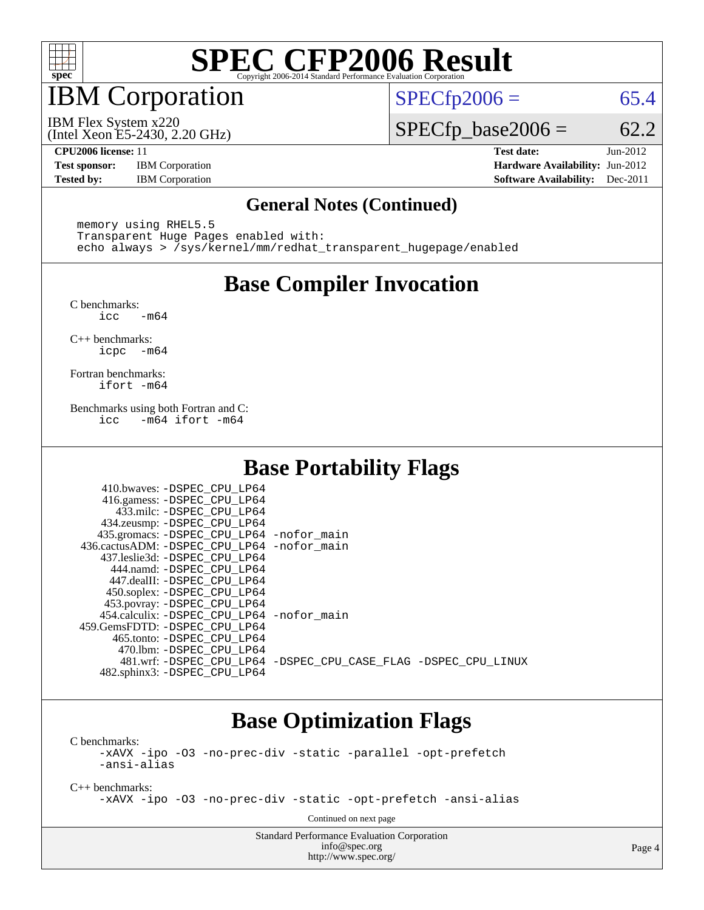# SPEC CFP2006 Result

Copyright 2006-2014 Standard Performance Evaluation Corporation

## IBM Corporation

IBM Flex System x220
(Intel Xeon E5-2430, 2.20 GHz)

SPECfp2006 = 65.4

SPECfp_base2006 = 62.2

**CPU2006 license:** 11
**Test sponsor:** IBM Corporation
**Tested by:** IBM Corporation

**Test date:** Jun-2012
**Hardware Availability:** Jun-2012
**Software Availability:** Dec-2011

### General Notes (Continued)

```
memory using RHEL5.5
Transparent Huge Pages enabled with:
echo always > /sys/kernel/mm/redhat_transparent_hugepage/enabled
```

## Base Compiler Invocation

C benchmarks:
```
icc   -m64
```

C++ benchmarks:
```
icpc  -m64
```

Fortran benchmarks:
```
ifort -m64
```

Benchmarks using both Fortran and C:
```
icc   -m64 ifort -m64
```

## Base Portability Flags

```
   410.bwaves: -DSPEC_CPU_LP64
   416.gamess: -DSPEC_CPU_LP64
     433.milc: -DSPEC_CPU_LP64
   434.zeusmp: -DSPEC_CPU_LP64
  435.gromacs: -DSPEC_CPU_LP64 -nofor_main
 436.cactusADM: -DSPEC_CPU_LP64 -nofor_main
  437.leslie3d: -DSPEC_CPU_LP64
     444.namd: -DSPEC_CPU_LP64
    447.dealII: -DSPEC_CPU_LP64
   450.soplex: -DSPEC_CPU_LP64
   453.povray: -DSPEC_CPU_LP64
  454.calculix: -DSPEC_CPU_LP64 -nofor_main
 459.GemsFDTD: -DSPEC_CPU_LP64
    465.tonto: -DSPEC_CPU_LP64
      470.lbm: -DSPEC_CPU_LP64
      481.wrf: -DSPEC_CPU_LP64 -DSPEC_CPU_CASE_FLAG -DSPEC_CPU_LINUX
  482.sphinx3: -DSPEC_CPU_LP64
```

## Base Optimization Flags

C benchmarks:
```
-xAVX -ipo -O3 -no-prec-div -static -parallel -opt-prefetch
-ansi-alias
```

C++ benchmarks:
```
-xAVX -ipo -O3 -no-prec-div -static -opt-prefetch -ansi-alias
```

Continued on next page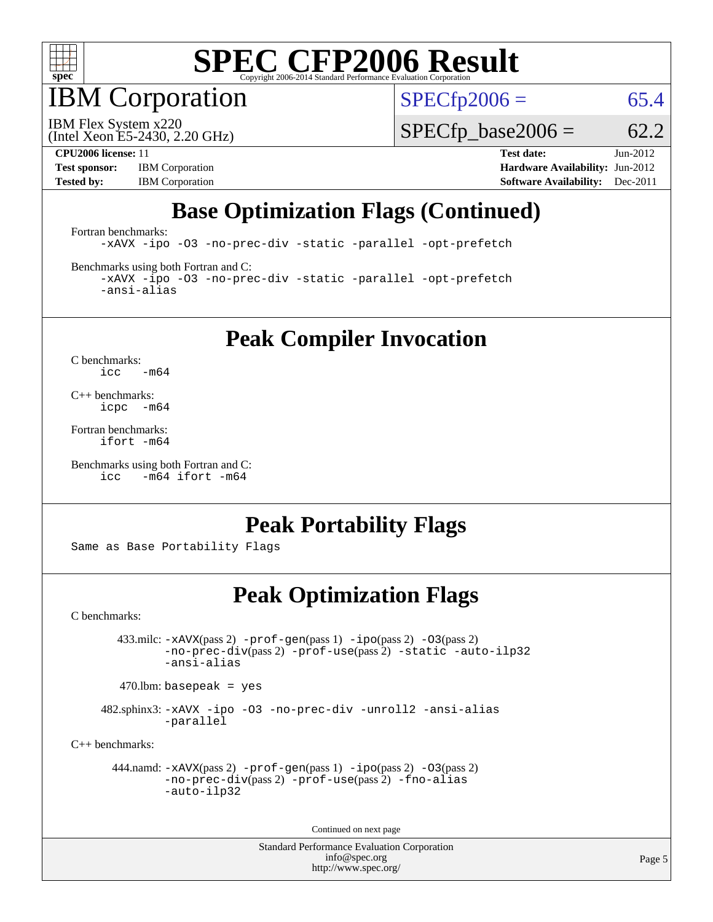# SPEC CFP2006 Result

## IBM Corporation

IBM Flex System x220
(Intel Xeon E5-2430, 2.20 GHz)

SPECfp2006 = 65.4

SPECfp_base2006 = 62.2

| | | | |
|---|---|---|---|
| **CPU2006 license:** 11 | | **Test date:** | Jun-2012 |
| **Test sponsor:** | IBM Corporation | **Hardware Availability:** | Jun-2012 |
| **Tested by:** | IBM Corporation | **Software Availability:** | Dec-2011 |

## Base Optimization Flags (Continued)

Fortran benchmarks:

```
-xAVX -ipo -O3 -no-prec-div -static -parallel -opt-prefetch
```

Benchmarks using both Fortran and C:

```
-xAVX -ipo -O3 -no-prec-div -static -parallel -opt-prefetch
-ansi-alias
```

## Peak Compiler Invocation

C benchmarks:

```
icc   -m64
```

C++ benchmarks:

```
icpc  -m64
```

Fortran benchmarks:

```
ifort -m64
```

Benchmarks using both Fortran and C:

```
icc   -m64 ifort -m64
```

## Peak Portability Flags

Same as Base Portability Flags

## Peak Optimization Flags

C benchmarks:

433.milc: -xAVX(pass 2) -prof-gen(pass 1) -ipo(pass 2) -O3(pass 2) -no-prec-div(pass 2) -prof-use(pass 2) -static -auto-ilp32 -ansi-alias

470.lbm: basepeak = yes

482.sphinx3: -xAVX -ipo -O3 -no-prec-div -unroll2 -ansi-alias -parallel

C++ benchmarks:

444.namd: -xAVX(pass 2) -prof-gen(pass 1) -ipo(pass 2) -O3(pass 2) -no-prec-div(pass 2) -prof-use(pass 2) -fno-alias -auto-ilp32

Continued on next page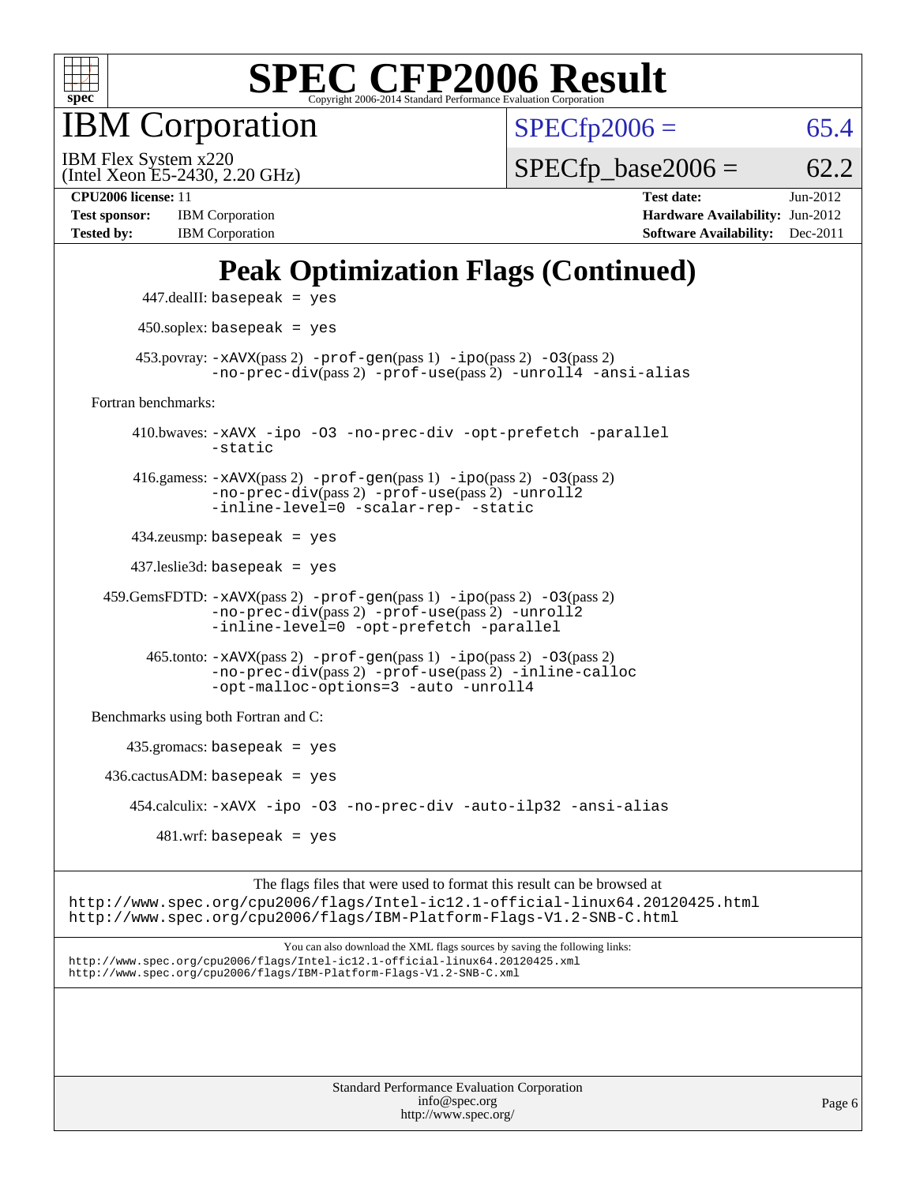# Peak Optimization Flags (Continued)

447.dealII: basepeak = yes

450.soplex: basepeak = yes

453.povray: -xAVX(pass 2) -prof-gen(pass 1) -ipo(pass 2) -O3(pass 2) -no-prec-div(pass 2) -prof-use(pass 2) -unroll4 -ansi-alias

Fortran benchmarks:

410.bwaves: -xAVX -ipo -O3 -no-prec-div -opt-prefetch -parallel -static

416.gamess: -xAVX(pass 2) -prof-gen(pass 1) -ipo(pass 2) -O3(pass 2) -no-prec-div(pass 2) -prof-use(pass 2) -unroll2 -inline-level=0 -scalar-rep- -static

434.zeusmp: basepeak = yes

437.leslie3d: basepeak = yes

459.GemsFDTD: -xAVX(pass 2) -prof-gen(pass 1) -ipo(pass 2) -O3(pass 2) -no-prec-div(pass 2) -prof-use(pass 2) -unroll2 -inline-level=0 -opt-prefetch -parallel

465.tonto: -xAVX(pass 2) -prof-gen(pass 1) -ipo(pass 2) -O3(pass 2) -no-prec-div(pass 2) -prof-use(pass 2) -inline-calloc -opt-malloc-options=3 -auto -unroll4

Benchmarks using both Fortran and C:

435.gromacs: basepeak = yes

436.cactusADM: basepeak = yes

454.calculix: -xAVX -ipo -O3 -no-prec-div -auto-ilp32 -ansi-alias

481.wrf: basepeak = yes

The flags files that were used to format this result can be browsed at
http://www.spec.org/cpu2006/flags/Intel-ic12.1-official-linux64.20120425.html
http://www.spec.org/cpu2006/flags/IBM-Platform-Flags-V1.2-SNB-C.html

You can also download the XML flags sources by saving the following links:
http://www.spec.org/cpu2006/flags/Intel-ic12.1-official-linux64.20120425.xml
http://www.spec.org/cpu2006/flags/IBM-Platform-Flags-V1.2-SNB-C.xml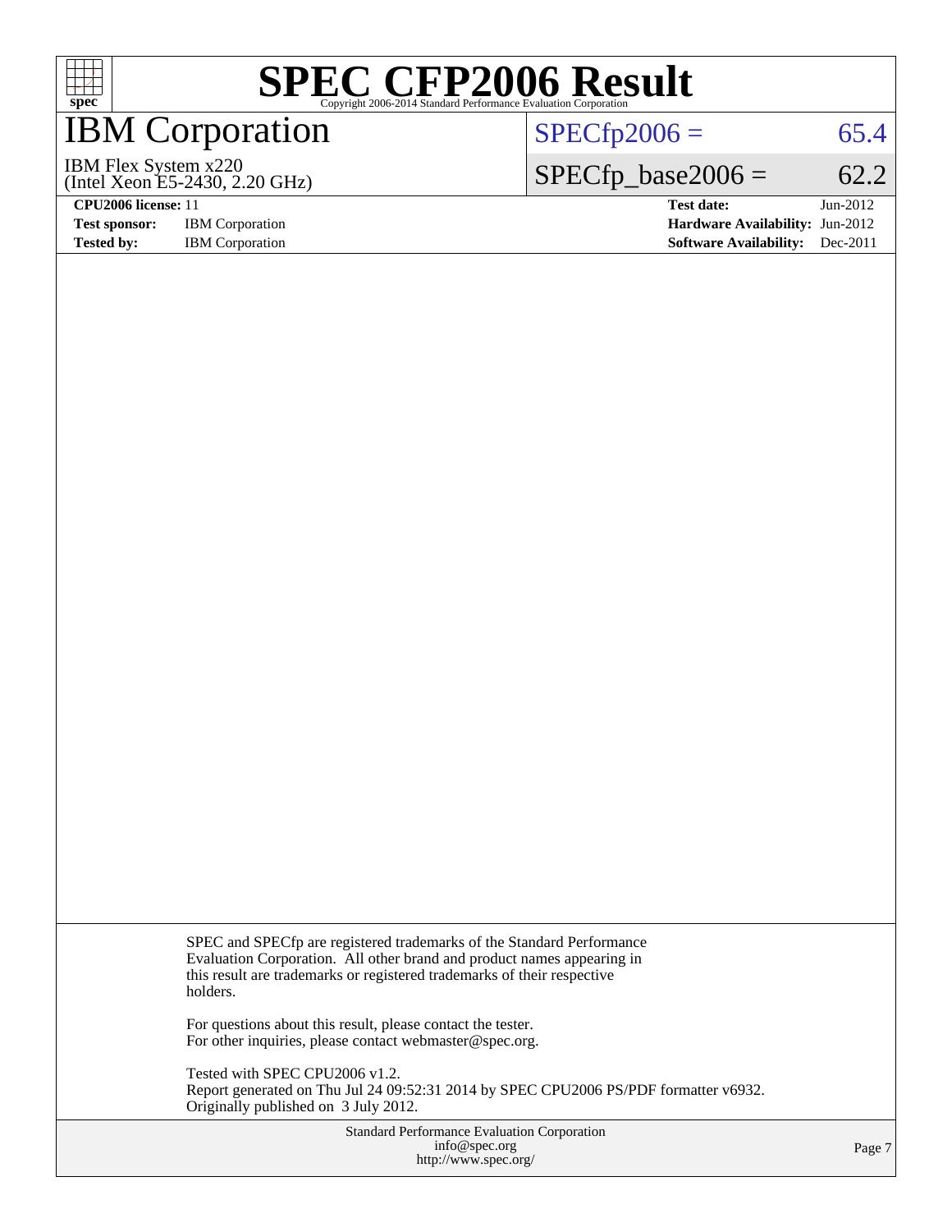SPEC and SPECfp are registered trademarks of the Standard Performance Evaluation Corporation. All other brand and product names appearing in this result are trademarks or registered trademarks of their respective holders.

For questions about this result, please contact the tester.
For other inquiries, please contact webmaster@spec.org.

Tested with SPEC CPU2006 v1.2.
Report generated on Thu Jul 24 09:52:31 2014 by SPEC CPU2006 PS/PDF formatter v6932.
Originally published on 3 July 2012.